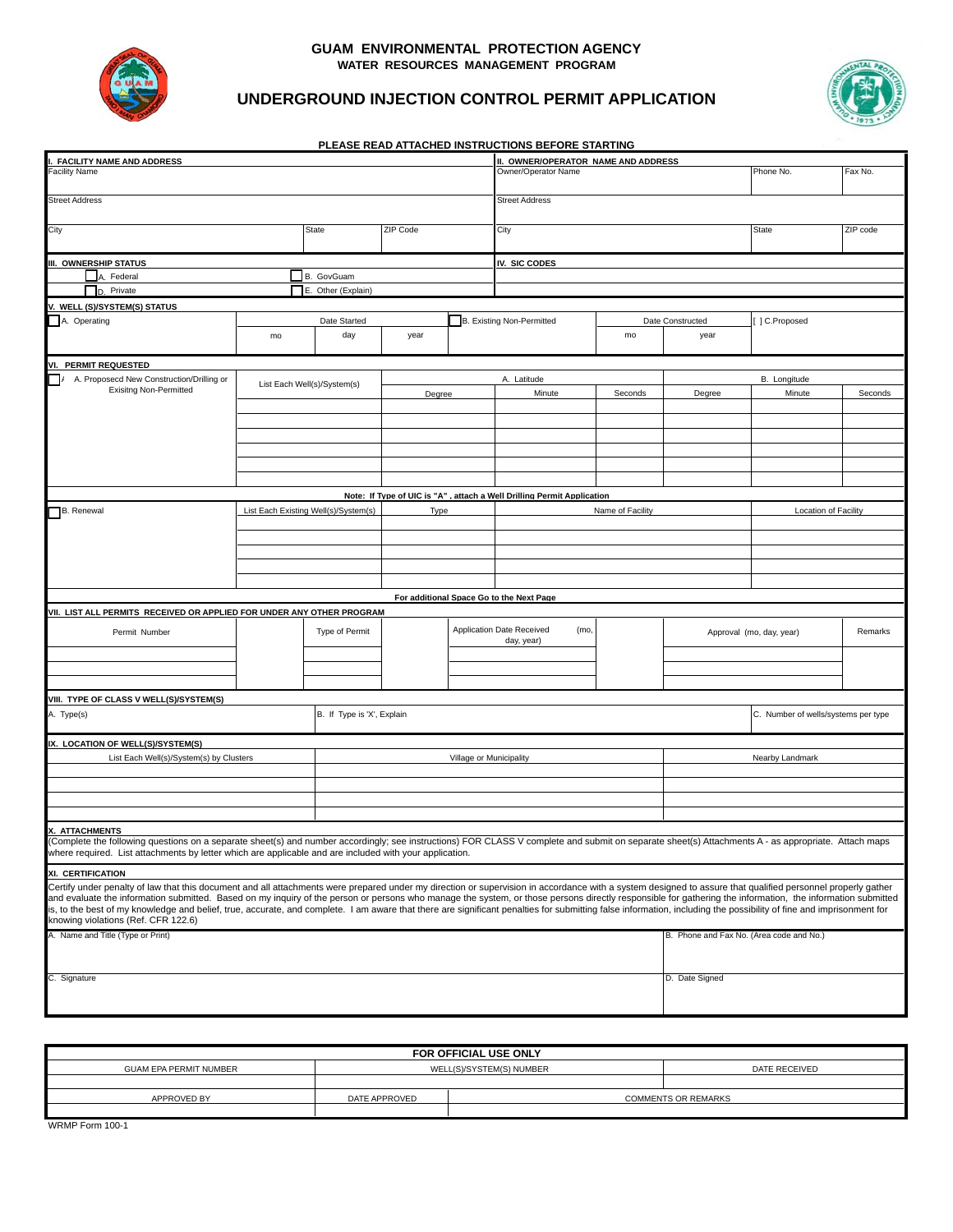# GUAM ENVIRONMENTAL PROTECTION AGENCY

## WATER RESOURCES MANAGEMENT PROGRAM

## UNDERGROUND INJECTION CONTROL PERMIT APPLICATION

**PLEASE READ ATTACHED INSTRUCTIONS BEFORE STARTING**

| I. FACILITY NAME AND ADDRESS | | | II. OWNER/OPERATOR NAME AND ADDRESS | | |
|---|---|---|---|---|---|
| Facility Name | | | Owner/Operator Name | Phone No. | Fax No. |
| Street Address | | | Street Address | | |
| City | State | ZIP Code | City | State | ZIP code |

**III. OWNERSHIP STATUS**

- [ ] A. Federal
- [ ] B. GovGuam
- [ ] D. Private
- [ ] E. Other (Explain)

**IV. SIC CODES**

**V. WELL (S)/SYSTEM(S) STATUS**

| [ ] A. Operating | Date Started | | | [ ] B. Existing Non-Permitted | Date Constructed | | [ ] C.Proposed |
|---|---|---|---|---|---|---|---|
| | mo | day | year | | mo | year | |

**VI. PERMIT REQUESTED**

| [ ] A. Proposecd New Construction/Drilling or Exisitng Non-Permitted | List Each Well(s)/System(s) | A. Latitude | | | B. Longitude | | |
|---|---|---|---|---|---|---|---|
| | | Degree | Minute | Seconds | Degree | Minute | Seconds |
| | | | | | | | |
| | | | | | | | |
| | | | | | | | |
| | | | | | | | |
| | | | | | | | |
| | | | | | | | |

**Note: If Type of UIC is "A" , attach a Well Drilling Permit Application**

| [ ] B. Renewal | List Each Existing Well(s)/System(s) | Type | Name of Facility | Location of Facility |
|---|---|---|---|---|
| | | | | |
| | | | | |
| | | | | |
| | | | | |
| | | | | |

**For additional Space Go to the Next Page**

**VII. LIST ALL PERMITS RECEIVED OR APPLIED FOR UNDER ANY OTHER PROGRAM**

| Permit Number | Type of Permit | Application Date Received (mo, day, year) | Approval (mo, day, year) | Remarks |
|---|---|---|---|---|
| | | | | |
| | | | | |
| | | | | |

**VIII. TYPE OF CLASS V WELL(S)/SYSTEM(S)**

| A. Type(s) | B. If Type is 'X', Explain | C. Number of wells/systems per type |
|---|---|---|
| | | |

**IX. LOCATION OF WELL(S)/SYSTEM(S)**

| List Each Well(s)/System(s) by Clusters | Village or Municipality | Nearby Landmark |
|---|---|---|
| | | |
| | | |
| | | |
| | | |

**X. ATTACHMENTS**

(Complete the following questions on a separate sheet(s) and number accordingly; see instructions) FOR CLASS V complete and submit on separate sheet(s) Attachments A - as appropriate. Attach maps where required. List attachments by letter which are applicable and are included with your application.

**XI. CERTIFICATION**

Certify under penalty of law that this document and all attachments were prepared under my direction or supervision in accordance with a system designed to assure that qualified personnel properly gather and evaluate the information submitted. Based on my inquiry of the person or persons who manage the system, or those persons directly responsible for gathering the information, the information submitted is, to the best of my knowledge and belief, true, accurate, and complete. I am aware that there are significant penalties for submitting false information, including the possibility of fine and imprisonment for knowing violations (Ref. CFR 122.6)

| A. Name and Title (Type or Print) | B. Phone and Fax No. (Area code and No.) |
|---|---|
| C. Signature | D. Date Signed |

| FOR OFFICIAL USE ONLY | | |
|---|---|---|
| GUAM EPA PERMIT NUMBER | WELL(S)/SYSTEM(S) NUMBER | DATE RECEIVED |
| | | |
| APPROVED BY | DATE APPROVED | COMMENTS OR REMARKS |
| | | |

WRMP Form 100-1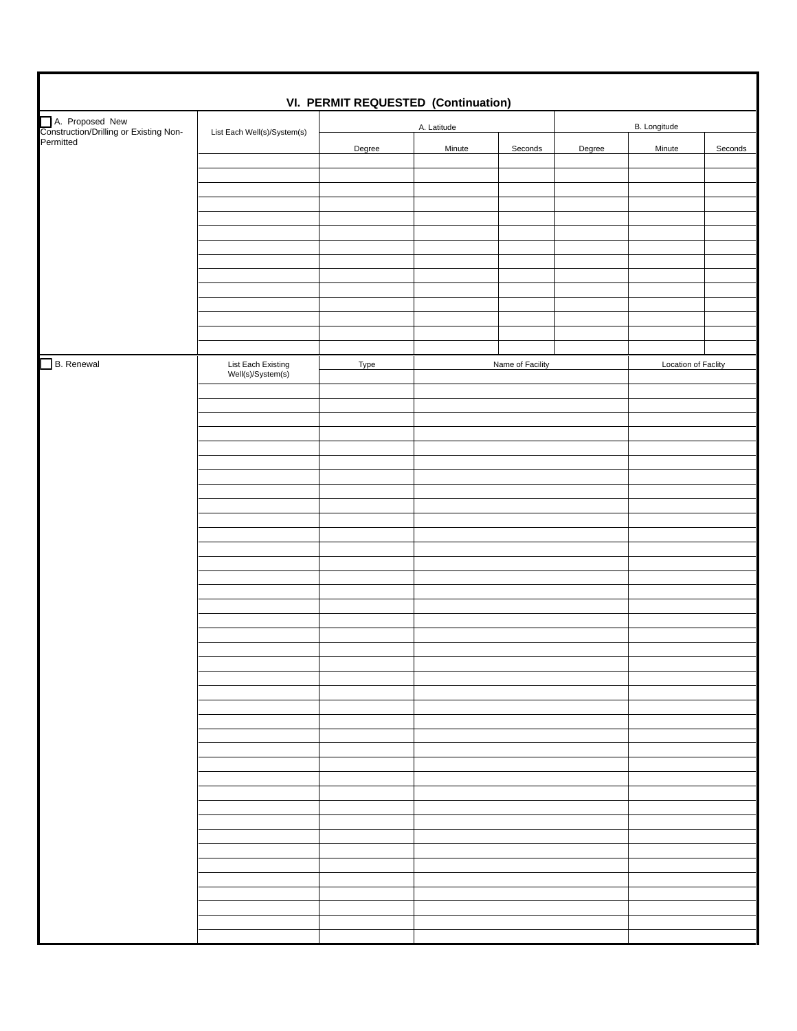## VI. PERMIT REQUESTED (Continuation)

| ☐ A. Proposed New Construction/Drilling or Existing Non-Permitted | List Each Well(s)/System(s) | A. Latitude | | | B. Longitude | | |
|---|---|---|---|---|---|---|---|
| | | Degree | Minute | Seconds | Degree | Minute | Seconds |
| | | | | | | | |
| | | | | | | | |
| | | | | | | | |
| | | | | | | | |
| | | | | | | | |
| | | | | | | | |
| | | | | | | | |
| | | | | | | | |
| | | | | | | | |
| | | | | | | | |
| | | | | | | | |
| | | | | | | | |
| | | | | | | | |
| | | | | | | | |

| ☐ B. Renewal | List Each Existing Well(s)/System(s) | Type | Name of Facility | Location of Faclity |
|---|---|---|---|---|
| | | | | |
| | | | | |
| | | | | |
| | | | | |
| | | | | |
| | | | | |
| | | | | |
| | | | | |
| | | | | |
| | | | | |
| | | | | |
| | | | | |
| | | | | |
| | | | | |
| | | | | |
| | | | | |
| | | | | |
| | | | | |
| | | | | |
| | | | | |
| | | | | |
| | | | | |
| | | | | |
| | | | | |
| | | | | |
| | | | | |
| | | | | |
| | | | | |
| | | | | |
| | | | | |
| | | | | |
| | | | | |
| | | | | |
| | | | | |
| | | | | |
| | | | | |
| | | | | |
| | | | | |
| | | | | |
| | | | | |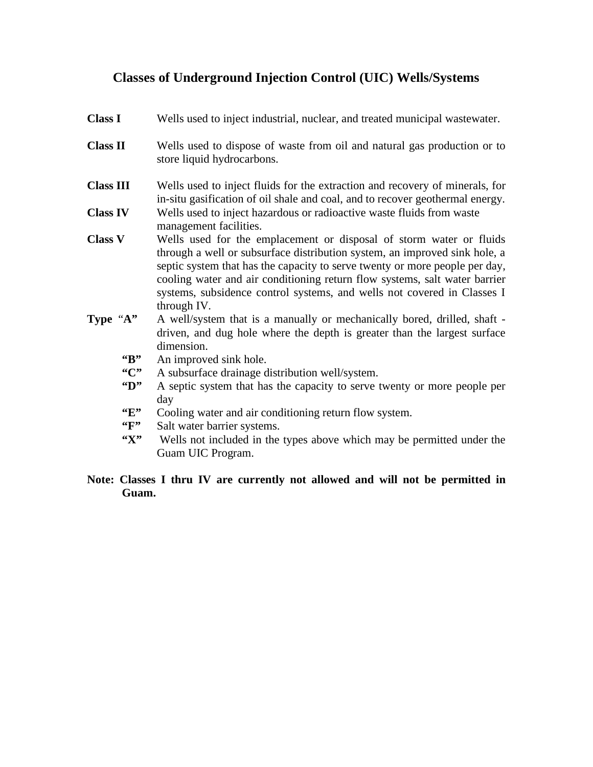# Classes of Underground Injection Control (UIC) Wells/Systems

**Class I** Wells used to inject industrial, nuclear, and treated municipal wastewater.

**Class II** Wells used to dispose of waste from oil and natural gas production or to store liquid hydrocarbons.

**Class III** Wells used to inject fluids for the extraction and recovery of minerals, for in-situ gasification of oil shale and coal, and to recover geothermal energy.

**Class IV** Wells used to inject hazardous or radioactive waste fluids from waste management facilities.

**Class V** Wells used for the emplacement or disposal of storm water or fluids through a well or subsurface distribution system, an improved sink hole, a septic system that has the capacity to serve twenty or more people per day, cooling water and air conditioning return flow systems, salt water barrier systems, subsidence control systems, and wells not covered in Classes I through IV.

**Type "A"** A well/system that is a manually or mechanically bored, drilled, shaft - driven, and dug hole where the depth is greater than the largest surface dimension.

**"B"** An improved sink hole.

**"C"** A subsurface drainage distribution well/system.

**"D"** A septic system that has the capacity to serve twenty or more people per day

**"E"** Cooling water and air conditioning return flow system.

**"F"** Salt water barrier systems.

**"X"** Wells not included in the types above which may be permitted under the Guam UIC Program.

**Note: Classes I thru IV are currently not allowed and will not be permitted in Guam.**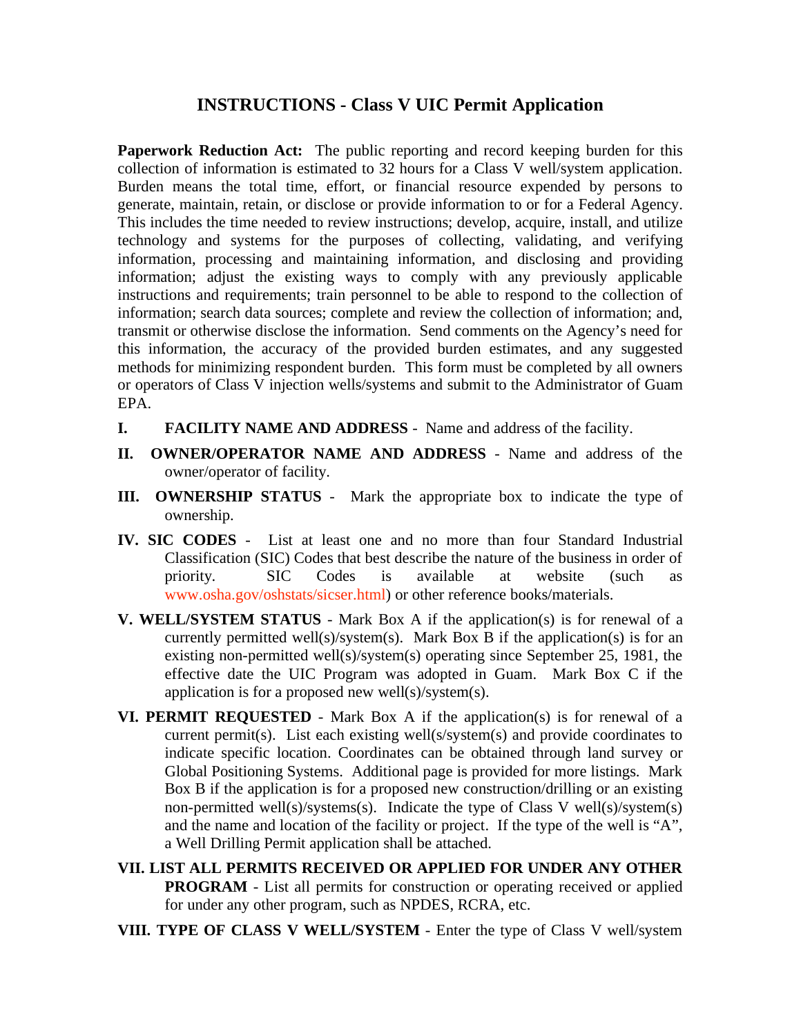# INSTRUCTIONS - Class V UIC Permit Application

**Paperwork Reduction Act:** The public reporting and record keeping burden for this collection of information is estimated to 32 hours for a Class V well/system application. Burden means the total time, effort, or financial resource expended by persons to generate, maintain, retain, or disclose or provide information to or for a Federal Agency. This includes the time needed to review instructions; develop, acquire, install, and utilize technology and systems for the purposes of collecting, validating, and verifying information, processing and maintaining information, and disclosing and providing information; adjust the existing ways to comply with any previously applicable instructions and requirements; train personnel to be able to respond to the collection of information; search data sources; complete and review the collection of information; and, transmit or otherwise disclose the information. Send comments on the Agency's need for this information, the accuracy of the provided burden estimates, and any suggested methods for minimizing respondent burden. This form must be completed by all owners or operators of Class V injection wells/systems and submit to the Administrator of Guam EPA.

**I. FACILITY NAME AND ADDRESS** - Name and address of the facility.

**II. OWNER/OPERATOR NAME AND ADDRESS** - Name and address of the owner/operator of facility.

**III. OWNERSHIP STATUS** - Mark the appropriate box to indicate the type of ownership.

**IV. SIC CODES** - List at least one and no more than four Standard Industrial Classification (SIC) Codes that best describe the nature of the business in order of priority. SIC Codes is available at website (such as www.osha.gov/oshstats/sicser.html) or other reference books/materials.

**V. WELL/SYSTEM STATUS** - Mark Box A if the application(s) is for renewal of a currently permitted well(s)/system(s). Mark Box B if the application(s) is for an existing non-permitted well(s)/system(s) operating since September 25, 1981, the effective date the UIC Program was adopted in Guam. Mark Box C if the application is for a proposed new well(s)/system(s).

**VI. PERMIT REQUESTED** - Mark Box A if the application(s) is for renewal of a current permit(s). List each existing well(s/system(s) and provide coordinates to indicate specific location. Coordinates can be obtained through land survey or Global Positioning Systems. Additional page is provided for more listings. Mark Box B if the application is for a proposed new construction/drilling or an existing non-permitted well(s)/systems(s). Indicate the type of Class V well(s)/system(s) and the name and location of the facility or project. If the type of the well is "A", a Well Drilling Permit application shall be attached.

**VII. LIST ALL PERMITS RECEIVED OR APPLIED FOR UNDER ANY OTHER PROGRAM** - List all permits for construction or operating received or applied for under any other program, such as NPDES, RCRA, etc.

**VIII. TYPE OF CLASS V WELL/SYSTEM** - Enter the type of Class V well/system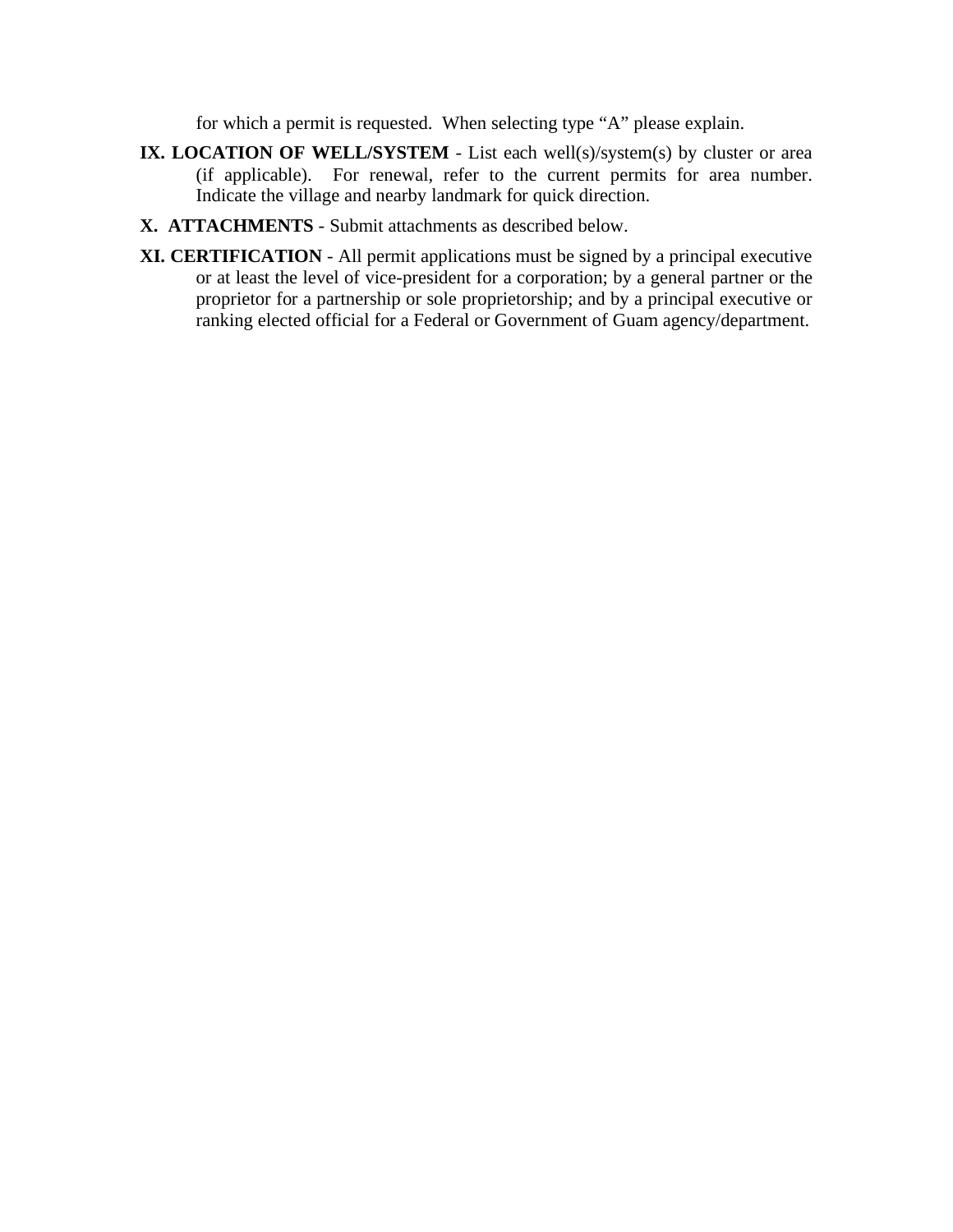for which a permit is requested. When selecting type "A" please explain.

**IX. LOCATION OF WELL/SYSTEM** - List each well(s)/system(s) by cluster or area (if applicable). For renewal, refer to the current permits for area number. Indicate the village and nearby landmark for quick direction.

**X. ATTACHMENTS** - Submit attachments as described below.

**XI. CERTIFICATION** - All permit applications must be signed by a principal executive or at least the level of vice-president for a corporation; by a general partner or the proprietor for a partnership or sole proprietorship; and by a principal executive or ranking elected official for a Federal or Government of Guam agency/department.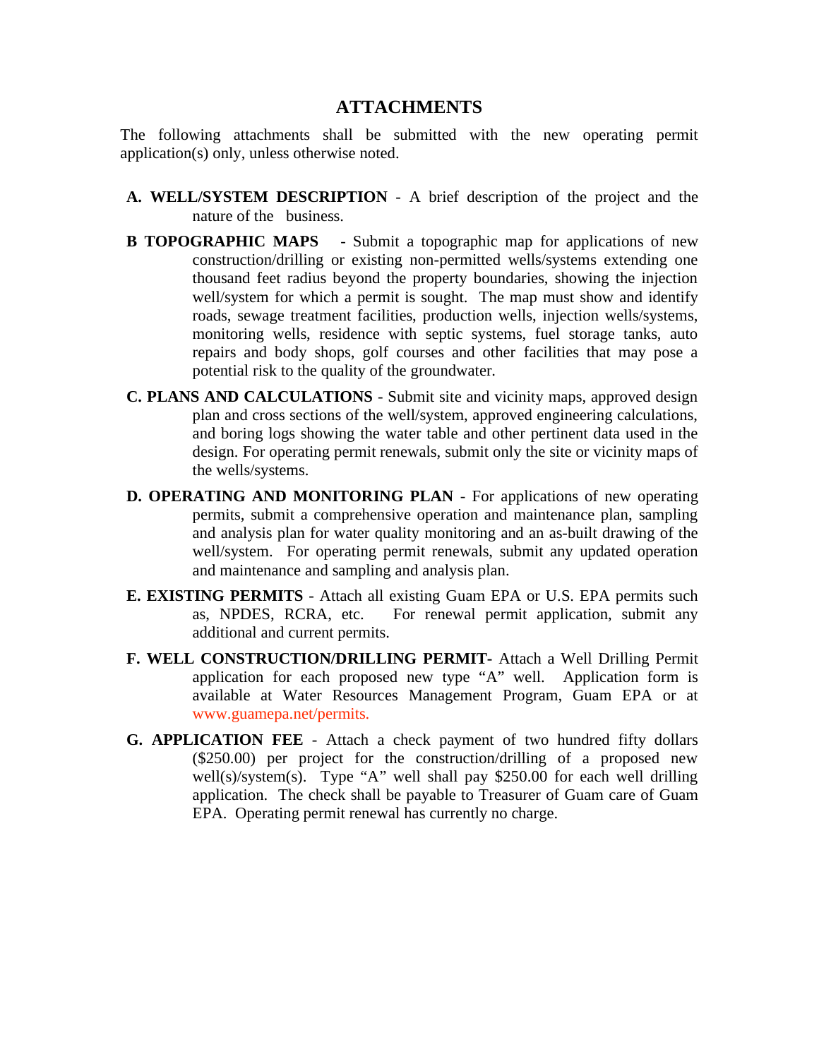## ATTACHMENTS

The following attachments shall be submitted with the new operating permit application(s) only, unless otherwise noted.

**A. WELL/SYSTEM DESCRIPTION** - A brief description of the project and the nature of the business.

**B TOPOGRAPHIC MAPS** - Submit a topographic map for applications of new construction/drilling or existing non-permitted wells/systems extending one thousand feet radius beyond the property boundaries, showing the injection well/system for which a permit is sought. The map must show and identify roads, sewage treatment facilities, production wells, injection wells/systems, monitoring wells, residence with septic systems, fuel storage tanks, auto repairs and body shops, golf courses and other facilities that may pose a potential risk to the quality of the groundwater.

**C. PLANS AND CALCULATIONS** - Submit site and vicinity maps, approved design plan and cross sections of the well/system, approved engineering calculations, and boring logs showing the water table and other pertinent data used in the design. For operating permit renewals, submit only the site or vicinity maps of the wells/systems.

**D. OPERATING AND MONITORING PLAN** - For applications of new operating permits, submit a comprehensive operation and maintenance plan, sampling and analysis plan for water quality monitoring and an as-built drawing of the well/system. For operating permit renewals, submit any updated operation and maintenance and sampling and analysis plan.

**E. EXISTING PERMITS** - Attach all existing Guam EPA or U.S. EPA permits such as, NPDES, RCRA, etc. For renewal permit application, submit any additional and current permits.

**F. WELL CONSTRUCTION/DRILLING PERMIT**- Attach a Well Drilling Permit application for each proposed new type "A" well. Application form is available at Water Resources Management Program, Guam EPA or at www.guamepa.net/permits.

**G. APPLICATION FEE** - Attach a check payment of two hundred fifty dollars ($250.00) per project for the construction/drilling of a proposed new well(s)/system(s). Type "A" well shall pay $250.00 for each well drilling application. The check shall be payable to Treasurer of Guam care of Guam EPA. Operating permit renewal has currently no charge.